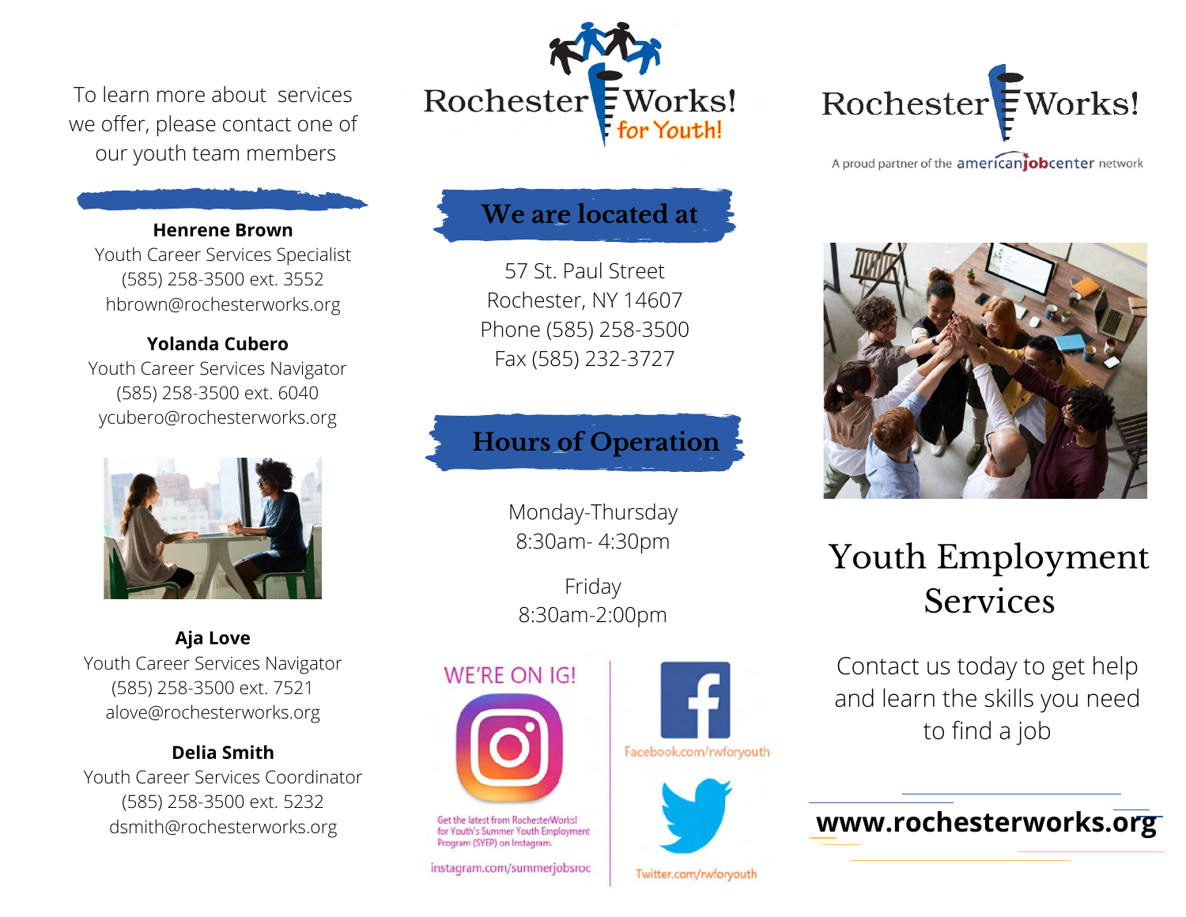To learn more about services we offer, please contact one of our youth team members

**Henrene Brown**
Youth Career Services Specialist
(585) 258-3500 ext. 3552
hbrown@rochesterworks.org

**Yolanda Cubero**
Youth Career Services Navigator
(585) 258-3500 ext. 6040
ycubero@rochesterworks.org

**Aja Love**
Youth Career Services Navigator
(585) 258-3500 ext. 7521
alove@rochesterworks.org

**Delia Smith**
Youth Career Services Coordinator
(585) 258-3500 ext. 5232
dsmith@rochesterworks.org

Rochester Works! for Youth!

## We are located at

57 St. Paul Street
Rochester, NY 14607
Phone (585) 258-3500
Fax (585) 232-3727

## Hours of Operation

Monday-Thursday
8:30am- 4:30pm

Friday
8:30am-2:00pm

WE'RE ON IG!

Get the latest from RochesterWorks! for Youth's Summer Youth Employment Program (SYEP) on Instagram.

instagram.com/summerjobsroc

Facebook.com/rwforyouth

Twitter.com/rwforyouth

Rochester Works!

A proud partner of the americanjobcenter network

# Youth Employment Services

Contact us today to get help and learn the skills you need to find a job

**www.rochesterworks.org**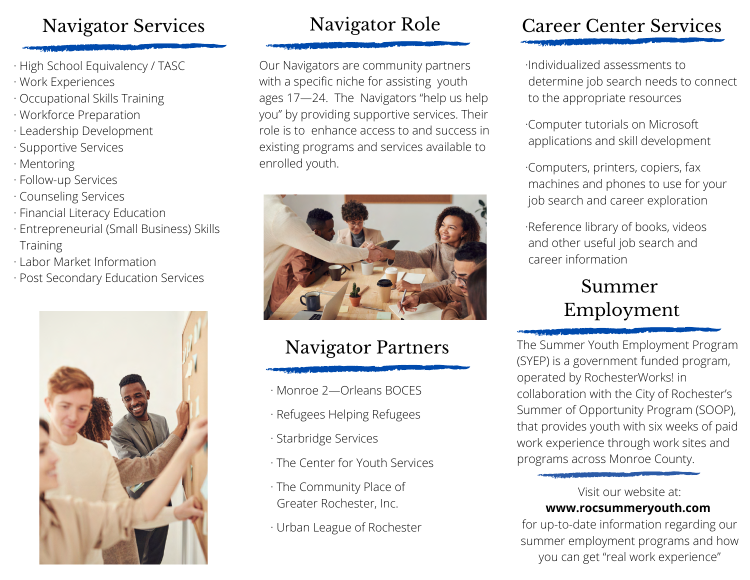## Navigator Services

- High School Equivalency / TASC
- Work Experiences
- Occupational Skills Training
- Workforce Preparation
- Leadership Development
- Supportive Services
- Mentoring
- Follow-up Services
- Counseling Services
- Financial Literacy Education
- Entrepreneurial (Small Business) Skills Training
- Labor Market Information
- Post Secondary Education Services

## Navigator Role

Our Navigators are community partners with a specific niche for assisting youth ages 17—24. The Navigators "help us help you" by providing supportive services. Their role is to enhance access to and success in existing programs and services available to enrolled youth.

## Navigator Partners

- Monroe 2—Orleans BOCES
- Refugees Helping Refugees
- Starbridge Services
- The Center for Youth Services
- The Community Place of Greater Rochester, Inc.
- Urban League of Rochester

## Career Center Services

- Individualized assessments to determine job search needs to connect to the appropriate resources
- Computer tutorials on Microsoft applications and skill development
- Computers, printers, copiers, fax machines and phones to use for your job search and career exploration
- Reference library of books, videos and other useful job search and career information

## Summer Employment

The Summer Youth Employment Program (SYEP) is a government funded program, operated by RochesterWorks! in collaboration with the City of Rochester's Summer of Opportunity Program (SOOP), that provides youth with six weeks of paid work experience through work sites and programs across Monroe County.

Visit our website at:
**www.rocsummeryouth.com**
for up-to-date information regarding our summer employment programs and how you can get "real work experience"